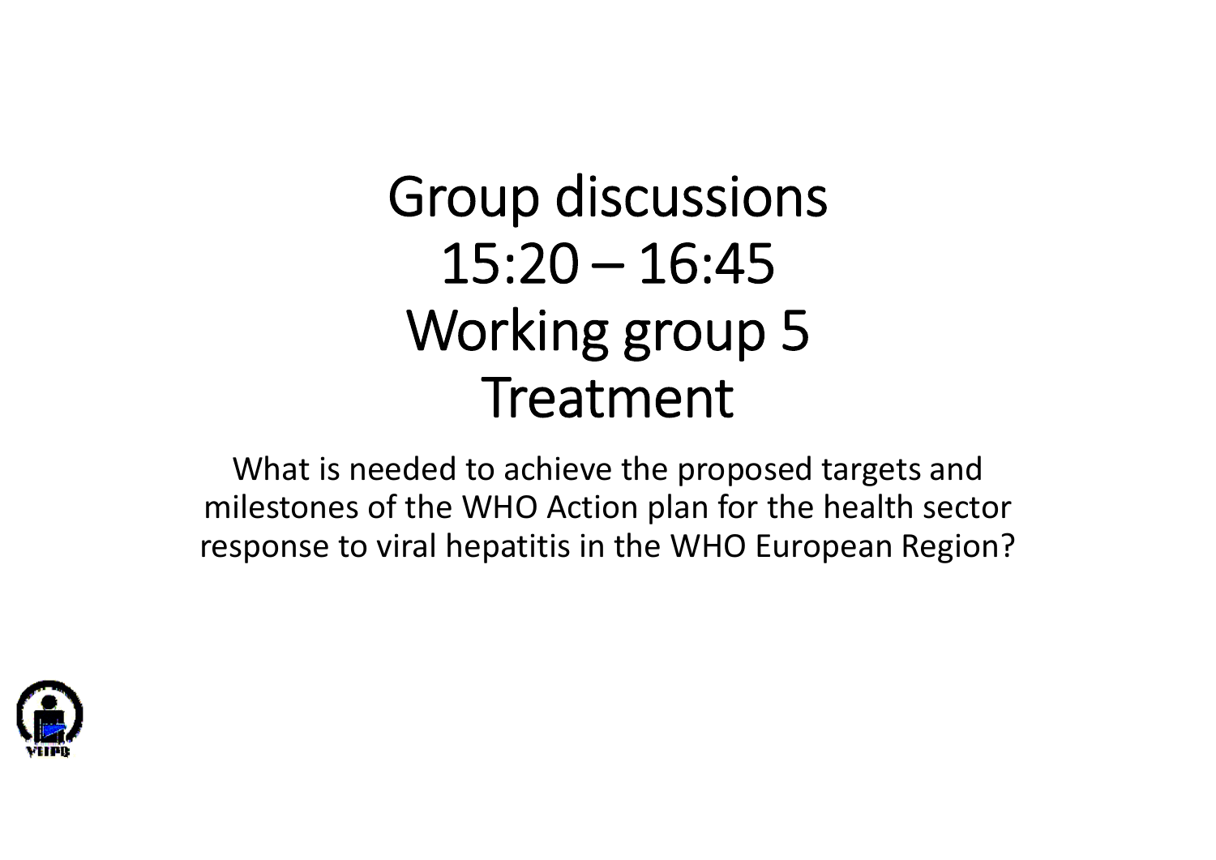# Group discussions
# 15:20 – 16:45
# Working group 5
# Treatment

What is needed to achieve the proposed targets and milestones of the WHO Action plan for the health sector response to viral hepatitis in the WHO European Region?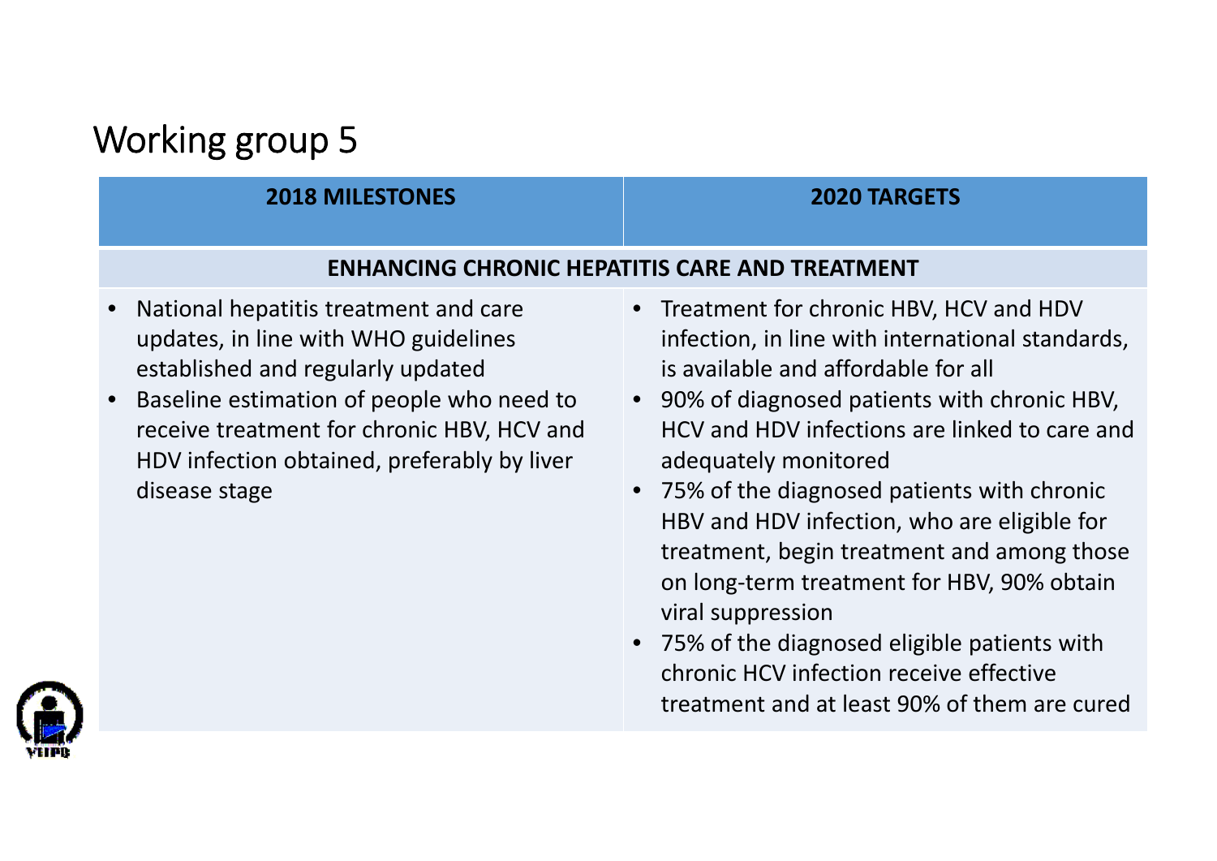# Working group 5

| 2018 MILESTONES | 2020 TARGETS |
|---|---|
| **ENHANCING CHRONIC HEPATITIS CARE AND TREATMENT** | |
| • National hepatitis treatment and care updates, in line with WHO guidelines established and regularly updated<br>• Baseline estimation of people who need to receive treatment for chronic HBV, HCV and HDV infection obtained, preferably by liver disease stage | • Treatment for chronic HBV, HCV and HDV infection, in line with international standards, is available and affordable for all<br>• 90% of diagnosed patients with chronic HBV, HCV and HDV infections are linked to care and adequately monitored<br>• 75% of the diagnosed patients with chronic HBV and HDV infection, who are eligible for treatment, begin treatment and among those on long-term treatment for HBV, 90% obtain viral suppression<br>• 75% of the diagnosed eligible patients with chronic HCV infection receive effective treatment and at least 90% of them are cured |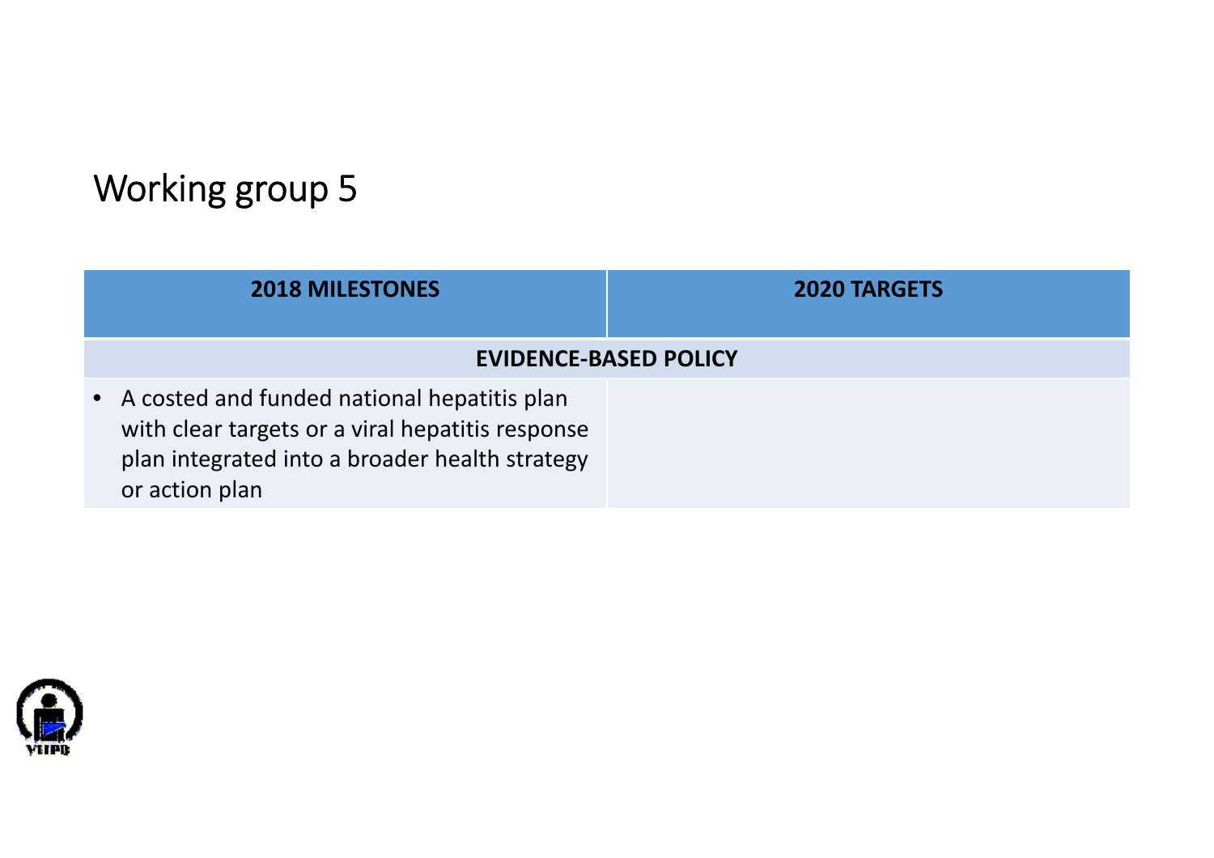# Working group 5

| 2018 MILESTONES | 2020 TARGETS |
|---|---|
| **EVIDENCE-BASED POLICY** | |
| • A costed and funded national hepatitis plan with clear targets or a viral hepatitis response plan integrated into a broader health strategy or action plan | |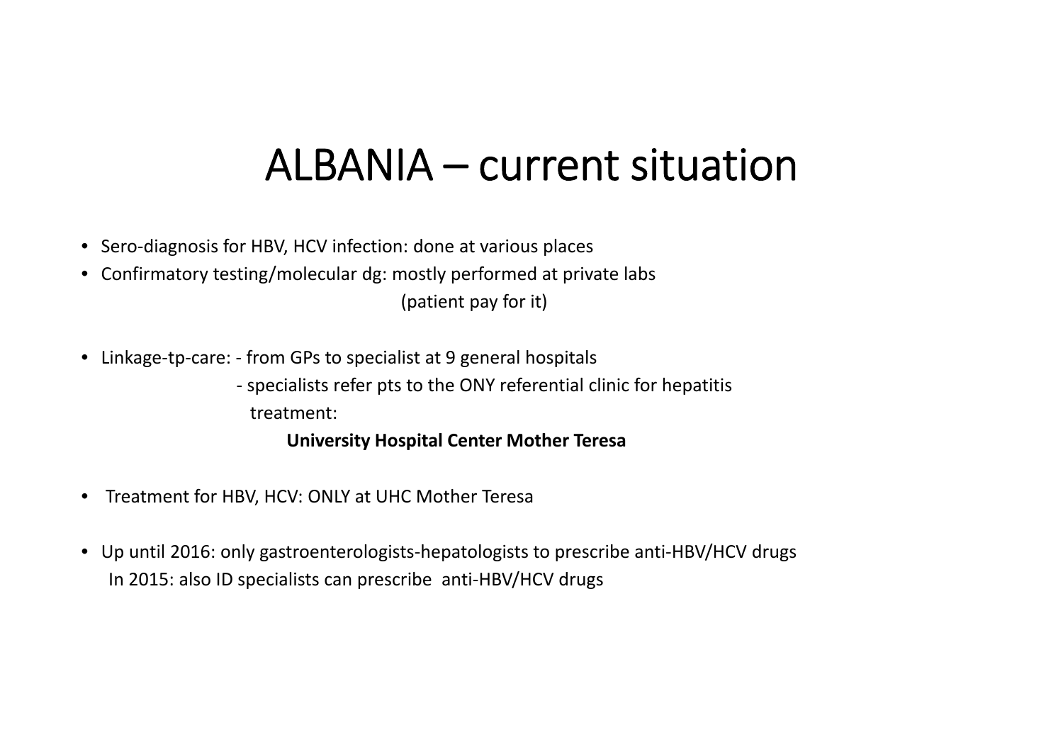# ALBANIA – current situation

- Sero-diagnosis for HBV, HCV infection: done at various places
- Confirmatory testing/molecular dg: mostly performed at private labs (patient pay for it)
- Linkage-tp-care: - from GPs to specialist at 9 general hospitals
  - specialists refer pts to the ONY referential clinic for hepatitis treatment:

    **University Hospital Center Mother Teresa**
- Treatment for HBV, HCV: ONLY at UHC Mother Teresa
- Up until 2016: only gastroenterologists-hepatologists to prescribe anti-HBV/HCV drugs
  In 2015: also ID specialists can prescribe anti-HBV/HCV drugs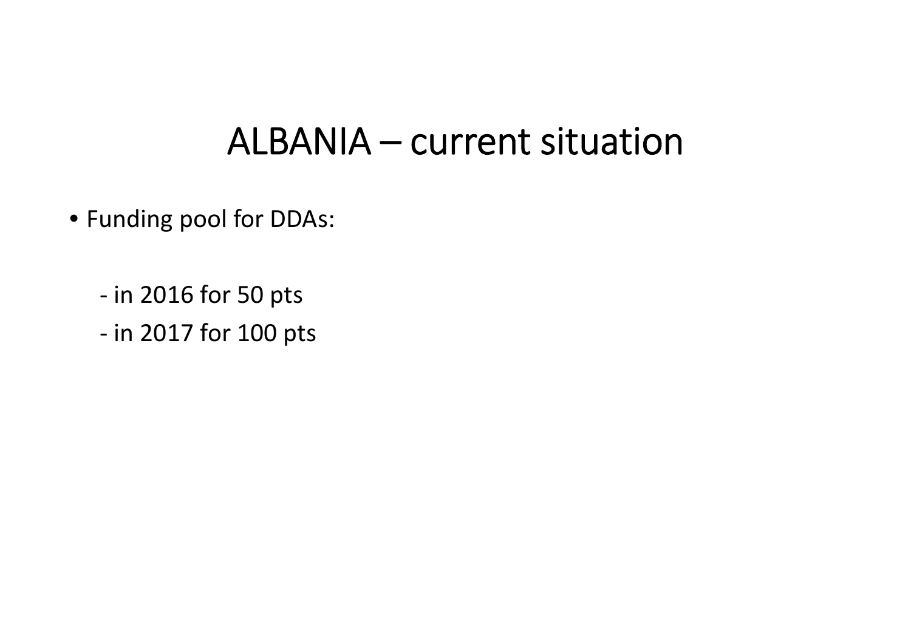# ALBANIA – current situation

- Funding pool for DDAs:

  - in 2016 for 50 pts
  - in 2017 for 100 pts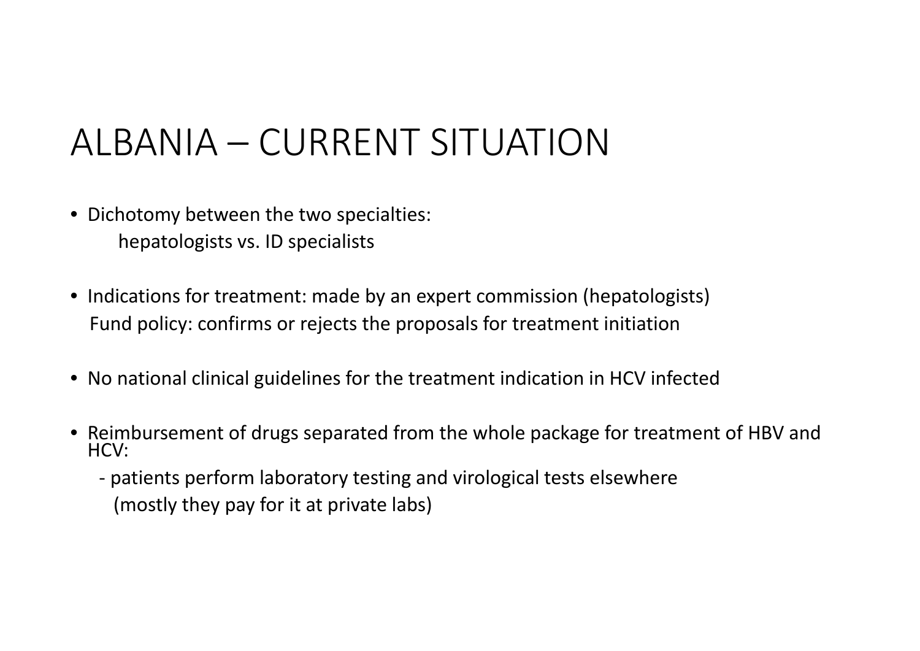# ALBANIA – CURRENT SITUATION

- Dichotomy between the two specialties:
  hepatologists vs. ID specialists

- Indications for treatment: made by an expert commission (hepatologists)
  Fund policy: confirms or rejects the proposals for treatment initiation

- No national clinical guidelines for the treatment indication in HCV infected

- Reimbursement of drugs separated from the whole package for treatment of HBV and HCV:
  - patients perform laboratory testing and virological tests elsewhere
    (mostly they pay for it at private labs)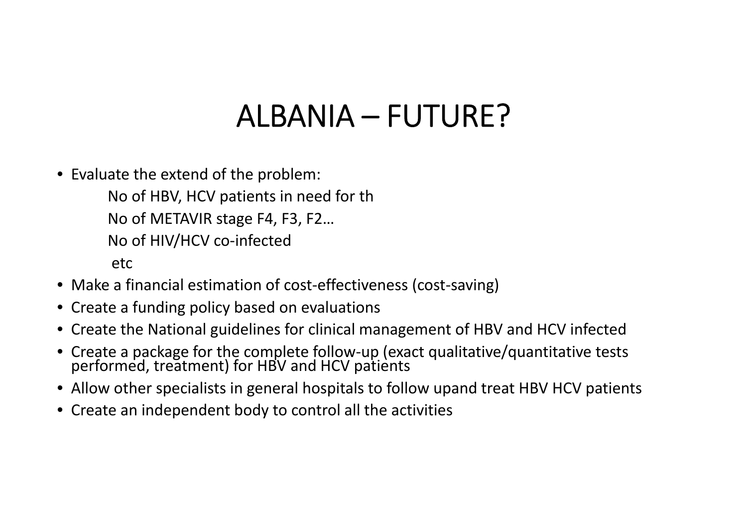# ALBANIA – FUTURE?

- Evaluate the extend of the problem:
  - No of HBV, HCV patients in need for th
  - No of METAVIR stage F4, F3, F2…
  - No of HIV/HCV co-infected
  - etc
- Make a financial estimation of cost-effectiveness (cost-saving)
- Create a funding policy based on evaluations
- Create the National guidelines for clinical management of HBV and HCV infected
- Create a package for the complete follow-up (exact qualitative/quantitative tests performed, treatment) for HBV and HCV patients
- Allow other specialists in general hospitals to follow upand treat HBV HCV patients
- Create an independent body to control all the activities